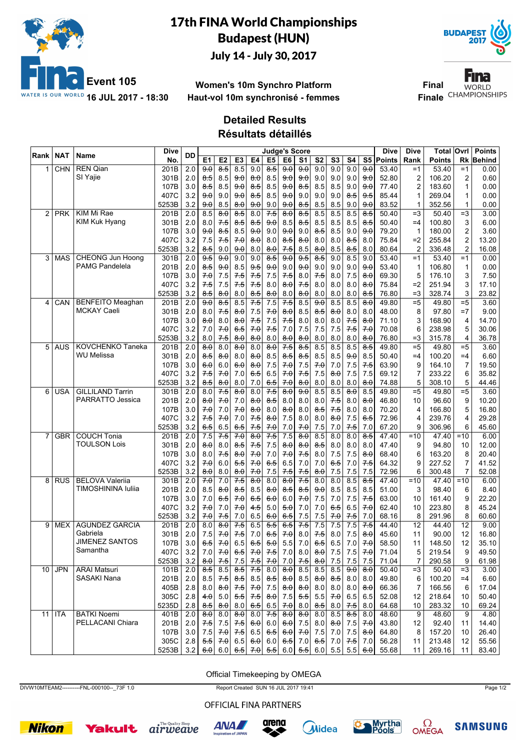# 17th FINA World Championships

## Budapest (HUN)

**July 14 - July 30, 2017**

**Event 105** — **16 JUL 2017 - 18:30**

**Women's 10m Synchro Platform**
**Haut-vol 10m synchronisé - femmes**

**Final / Finale**

### Detailed Results
### Résultats détaillés

| Rank | NAT | Name | Dive No. | DD | E1 | E2 | E3 | E4 | E5 | E6 | S1 | S2 | S3 | S4 | S5 | Dive Points | Dive Rank | Total Points | Ovrl Rk | Points Behind |
|---|---|---|---|---|---|---|---|---|---|---|---|---|---|---|---|---|---|---|---|---|
| 1 | CHN | REN Qian / SI Yajie | 201B | 2.0 | 9.0 | 8.5 | 8.5 | 9.0 | 8.5 | 9.0 | 9.0 | 9.0 | 9.0 | 9.0 | 9.0 | 53.40 | =1 | 53.40 | =1 | 0.00 |
| | | | 301B | 2.0 | 8.5 | 8.5 | 9.0 | 8.0 | 8.5 | 9.0 | 9.0 | 9.0 | 9.0 | 9.0 | 9.0 | 52.80 | 2 | 106.20 | 2 | 0.60 |
| | | | 107B | 3.0 | 8.5 | 8.5 | 9.0 | 8.5 | 8.5 | 9.0 | 8.5 | 8.5 | 8.5 | 9.0 | 9.0 | 77.40 | 2 | 183.60 | 1 | 0.00 |
| | | | 407C | 3.2 | 9.0 | 9.0 | 9.0 | 8.5 | 8.5 | 9.0 | 9.0 | 9.0 | 9.0 | 8.5 | 9.5 | 85.44 | 1 | 269.04 | 1 | 0.00 |
| | | | 5253B | 3.2 | 9.0 | 8.5 | 8.0 | 9.0 | 9.0 | 9.0 | 8.5 | 8.5 | 8.5 | 9.0 | 9.0 | 83.52 | 1 | 352.56 | 1 | 0.00 |
| 2 | PRK | KIM Mi Rae / KIM Kuk Hyang | 201B | 2.0 | 8.5 | 8.0 | 8.5 | 8.0 | 7.5 | 8.0 | 8.5 | 8.5 | 8.5 | 8.5 | 8.5 | 50.40 | =3 | 50.40 | =3 | 3.00 |
| | | | 301B | 2.0 | 8.0 | 7.5 | 8.5 | 8.5 | 9.0 | 8.5 | 8.5 | 8.5 | 8.5 | 8.5 | 8.5 | 50.40 | =4 | 100.80 | 3 | 6.00 |
| | | | 107B | 3.0 | 9.0 | 8.5 | 8.5 | 9.0 | 9.0 | 9.0 | 9.0 | 8.5 | 8.5 | 9.0 | 9.0 | 79.20 | 1 | 180.00 | 2 | 3.60 |
| | | | 407C | 3.2 | 7.5 | 7.5 | 7.0 | 8.0 | 8.0 | 8.5 | 8.0 | 8.0 | 8.0 | 8.5 | 8.0 | 75.84 | =2 | 255.84 | 2 | 13.20 |
| | | | 5253B | 3.2 | 8.5 | 9.0 | 9.0 | 8.0 | 8.0 | 7.5 | 8.5 | 8.0 | 8.5 | 8.5 | 8.0 | 80.64 | 2 | 336.48 | 2 | 16.08 |
| 3 | MAS | CHEONG Jun Hoong / PAMG Pandelela | 301B | 2.0 | 9.5 | 9.0 | 9.0 | 9.0 | 8.5 | 9.0 | 9.5 | 8.5 | 9.0 | 8.5 | 9.0 | 53.40 | =1 | 53.40 | =1 | 0.00 |
| | | | 201B | 2.0 | 8.5 | 9.0 | 8.5 | 9.5 | 9.0 | 9.0 | 9.0 | 9.0 | 9.0 | 9.0 | 9.0 | 53.40 | 1 | 106.80 | 1 | 0.00 |
| | | | 107B | 3.0 | 7.0 | 7.5 | 7.5 | 7.5 | 7.5 | 7.5 | 8.0 | 7.5 | 8.0 | 7.5 | 8.0 | 69.30 | 5 | 176.10 | 3 | 7.50 |
| | | | 407C | 3.2 | 7.5 | 7.5 | 7.5 | 7.5 | 8.0 | 8.0 | 7.5 | 8.0 | 8.0 | 8.0 | 8.0 | 75.84 | =2 | 251.94 | 3 | 17.10 |
| | | | 5253B | 3.2 | 8.5 | 8.0 | 8.0 | 8.5 | 8.0 | 8.0 | 8.0 | 8.0 | 8.0 | 8.0 | 8.5 | 76.80 | =3 | 328.74 | 3 | 23.82 |
| 4 | CAN | BENFEITO Meaghan / MCKAY Caeli | 201B | 2.0 | 9.0 | 8.5 | 8.5 | 7.5 | 7.5 | 7.5 | 8.5 | 9.0 | 8.5 | 8.5 | 8.0 | 49.80 | =5 | 49.80 | =5 | 3.60 |
| | | | 301B | 2.0 | 8.0 | 7.5 | 8.0 | 7.5 | 7.0 | 8.0 | 8.5 | 8.5 | 8.0 | 8.0 | 8.0 | 48.00 | 8 | 97.80 | =7 | 9.00 |
| | | | 107B | 3.0 | 8.0 | 8.0 | 8.0 | 7.5 | 7.5 | 7.5 | 8.0 | 8.0 | 8.0 | 7.5 | 8.0 | 71.10 | 3 | 168.90 | 4 | 14.70 |
| | | | 407C | 3.2 | 7.0 | 7.0 | 6.5 | 7.0 | 7.5 | 7.0 | 7.5 | 7.5 | 7.5 | 7.5 | 7.0 | 70.08 | 6 | 238.98 | 5 | 30.06 |
| | | | 5253B | 3.2 | 8.0 | 7.5 | 8.0 | 8.0 | 8.0 | 8.0 | 8.0 | 8.0 | 8.0 | 8.0 | 8.0 | 76.80 | =3 | 315.78 | 4 | 36.78 |
| 5 | AUS | KOVCHENKO Taneka / WU Melissa | 201B | 2.0 | 8.0 | 8.0 | 8.0 | 8.0 | 8.0 | 7.5 | 8.5 | 8.5 | 8.5 | 8.5 | 8.5 | 49.80 | =5 | 49.80 | =5 | 3.60 |
| | | | 301B | 2.0 | 8.5 | 8.0 | 8.0 | 8.0 | 8.5 | 8.5 | 8.5 | 8.5 | 8.5 | 9.0 | 8.5 | 50.40 | =4 | 100.20 | =4 | 6.60 |
| | | | 107B | 3.0 | 6.0 | 6.0 | 6.0 | 8.0 | 7.5 | 7.0 | 7.5 | 7.0 | 7.0 | 7.5 | 7.5 | 63.90 | 9 | 164.10 | 7 | 19.50 |
| | | | 407C | 3.2 | 7.5 | 7.0 | 7.0 | 6.5 | 6.5 | 7.0 | 7.5 | 7.5 | 8.0 | 7.5 | 7.5 | 69.12 | 7 | 233.22 | 6 | 35.82 |
| | | | 5253B | 3.2 | 8.5 | 8.0 | 8.0 | 7.0 | 6.5 | 7.0 | 8.0 | 8.0 | 8.0 | 8.0 | 8.0 | 74.88 | 5 | 308.10 | 5 | 44.46 |
| 6 | USA | GILLILAND Tarrin / PARRATTO Jessica | 301B | 2.0 | 8.0 | 7.5 | 8.0 | 8.0 | 7.5 | 8.0 | 9.0 | 8.5 | 8.5 | 8.0 | 8.5 | 49.80 | =5 | 49.80 | =5 | 3.60 |
| | | | 201B | 2.0 | 8.0 | 7.0 | 7.0 | 8.0 | 8.5 | 8.0 | 8.0 | 8.0 | 7.5 | 8.0 | 8.0 | 46.80 | 10 | 96.60 | 9 | 10.20 |
| | | | 107B | 3.0 | 7.0 | 7.0 | 7.0 | 8.0 | 8.0 | 8.0 | 8.0 | 8.5 | 7.5 | 8.0 | 8.0 | 70.20 | 4 | 166.80 | 5 | 16.80 |
| | | | 407C | 3.2 | 7.5 | 7.0 | 7.0 | 7.5 | 8.0 | 7.5 | 8.0 | 8.0 | 8.0 | 7.5 | 6.5 | 72.96 | 4 | 239.76 | 4 | 29.28 |
| | | | 5253B | 3.2 | 6.5 | 6.5 | 6.5 | 7.5 | 7.0 | 7.0 | 7.0 | 7.5 | 7.0 | 7.5 | 7.0 | 67.20 | 9 | 306.96 | 6 | 45.60 |
| 7 | GBR | COUCH Tonia / TOULSON Lois | 201B | 2.0 | 7.5 | 7.5 | 7.0 | 8.0 | 7.5 | 7.5 | 8.0 | 8.5 | 8.0 | 8.0 | 8.0 | 47.40 | =10 | 47.40 | =10 | 6.00 |
| | | | 301B | 2.0 | 8.0 | 8.0 | 8.5 | 7.5 | 7.5 | 8.0 | 8.0 | 8.5 | 8.0 | 8.0 | 8.0 | 47.40 | 9 | 94.80 | 10 | 12.00 |
| | | | 107B | 3.0 | 8.0 | 7.5 | 8.0 | 7.0 | 7.0 | 7.0 | 7.5 | 8.0 | 7.5 | 7.5 | 8.0 | 68.40 | 6 | 163.20 | 8 | 20.40 |
| | | | 407C | 3.2 | 7.0 | 6.0 | 5.5 | 7.0 | 6.5 | 6.5 | 7.0 | 7.0 | 6.5 | 7.0 | 7.5 | 64.32 | 9 | 227.52 | 7 | 41.52 |
| | | | 5253B | 3.2 | 8.0 | 8.0 | 8.0 | 7.0 | 7.5 | 7.5 | 7.5 | 8.0 | 7.5 | 7.5 | 7.5 | 72.96 | 6 | 300.48 | 7 | 52.08 |
| 8 | RUS | BELOVA Valeriia / TIMOSHININA Iuliia | 301B | 2.0 | 7.0 | 7.0 | 7.5 | 8.0 | 8.0 | 8.0 | 7.5 | 8.0 | 8.0 | 8.5 | 8.5 | 47.40 | =10 | 47.40 | =10 | 6.00 |
| | | | 201B | 2.0 | 8.5 | 8.0 | 8.5 | 8.5 | 8.0 | 8.5 | 8.5 | 9.0 | 8.5 | 8.5 | 8.5 | 51.00 | 3 | 98.40 | 6 | 8.40 |
| | | | 107B | 3.0 | 7.0 | 6.5 | 7.0 | 6.5 | 6.0 | 6.0 | 7.0 | 7.5 | 7.0 | 7.5 | 7.5 | 63.00 | 10 | 161.40 | 9 | 22.20 |
| | | | 407C | 3.2 | 7.0 | 7.0 | 7.0 | 4.5 | 5.0 | 5.0 | 7.0 | 7.0 | 6.5 | 6.5 | 7.0 | 62.40 | 10 | 223.80 | 8 | 45.24 |
| | | | 5253B | 3.2 | 7.0 | 7.5 | 7.0 | 6.5 | 6.0 | 6.5 | 7.5 | 7.5 | 7.0 | 7.5 | 7.0 | 68.16 | 8 | 291.96 | 8 | 60.60 |
| 9 | MEX | AGUNDEZ GARCIA Gabriela / JIMENEZ SANTOS Samantha | 201B | 2.0 | 8.0 | 8.0 | 7.5 | 6.5 | 5.5 | 6.5 | 7.5 | 7.5 | 7.5 | 7.5 | 7.5 | 44.40 | 12 | 44.40 | 12 | 9.00 |
| | | | 301B | 2.0 | 7.5 | 7.0 | 7.5 | 7.0 | 6.5 | 7.0 | 8.0 | 7.5 | 8.0 | 7.5 | 8.0 | 45.60 | 11 | 90.00 | 12 | 16.80 |
| | | | 107B | 3.0 | 6.5 | 7.0 | 6.5 | 6.5 | 5.0 | 5.5 | 7.0 | 6.5 | 6.5 | 7.0 | 7.0 | 58.50 | 11 | 148.50 | 12 | 35.10 |
| | | | 407C | 3.2 | 7.0 | 7.0 | 6.5 | 7.0 | 7.5 | 7.0 | 8.0 | 8.0 | 7.5 | 7.5 | 7.0 | 71.04 | 5 | 219.54 | 9 | 49.50 |
| | | | 5253B | 3.2 | 8.0 | 7.5 | 7.5 | 7.5 | 7.0 | 7.0 | 7.5 | 8.0 | 7.5 | 7.5 | 8.0 | 71.04 | 7 | 290.58 | 9 | 61.98 |
| 10 | JPN | ARAI Matsuri / SASAKI Nana | 101B | 2.0 | 8.5 | 8.5 | 8.5 | 7.5 | 8.0 | 8.0 | 8.5 | 8.5 | 8.5 | 9.0 | 8.0 | 50.40 | =3 | 50.40 | =3 | 3.00 |
| | | | 201B | 2.0 | 8.5 | 7.5 | 8.5 | 8.5 | 8.5 | 8.0 | 8.5 | 8.0 | 8.5 | 8.0 | 8.0 | 49.80 | 6 | 100.20 | =4 | 6.60 |
| | | | 405B | 2.8 | 8.0 | 8.0 | 7.5 | 7.0 | 7.5 | 8.0 | 8.0 | 8.0 | 8.0 | 8.0 | 8.0 | 66.36 | 7 | 166.56 | 6 | 17.04 |
| | | | 305C | 2.8 | 4.0 | 5.0 | 5.5 | 7.5 | 8.0 | 7.5 | 5.5 | 5.5 | 7.0 | 6.5 | 6.5 | 52.08 | 12 | 218.64 | 10 | 50.40 |
| | | | 5235D | 2.8 | 8.5 | 8.0 | 8.0 | 6.5 | 6.5 | 7.0 | 8.0 | 8.5 | 8.0 | 7.5 | 8.0 | 64.68 | 10 | 283.32 | 10 | 69.24 |
| 11 | ITA | BATKI Noemi / PELLACANI Chiara | 401B | 2.0 | 8.0 | 8.0 | 8.0 | 8.0 | 7.5 | 8.0 | 8.0 | 8.0 | 8.5 | 8.5 | 8.0 | 48.60 | 9 | 48.60 | 9 | 4.80 |
| | | | 201B | 2.0 | 7.5 | 7.5 | 7.5 | 6.0 | 6.0 | 6.0 | 7.5 | 8.0 | 8.0 | 7.5 | 7.0 | 43.80 | 12 | 92.40 | 11 | 14.40 |
| | | | 107B | 3.0 | 7.5 | 7.0 | 7.5 | 6.5 | 6.5 | 6.0 | 7.0 | 7.5 | 7.0 | 7.5 | 8.0 | 64.80 | 8 | 157.20 | 10 | 26.40 |
| | | | 305C | 2.8 | 5.5 | 7.0 | 6.5 | 6.0 | 6.0 | 6.5 | 7.0 | 6.5 | 7.0 | 7.5 | 7.0 | 56.28 | 11 | 213.48 | 12 | 55.56 |
| | | | 5253B | 3.2 | 6.0 | 6.0 | 6.5 | 7.0 | 5.5 | 6.0 | 5.5 | 6.0 | 5.5 | 5.5 | 6.0 | 55.68 | 11 | 269.16 | 11 | 83.40 |

Official Timekeeping by OMEGA

DIVW10MTEAM2----------FNL-000100--_73F 1.0 — Report Created SUN 16 JUL 2017 19:41

OFFICIAL FINA PARTNERS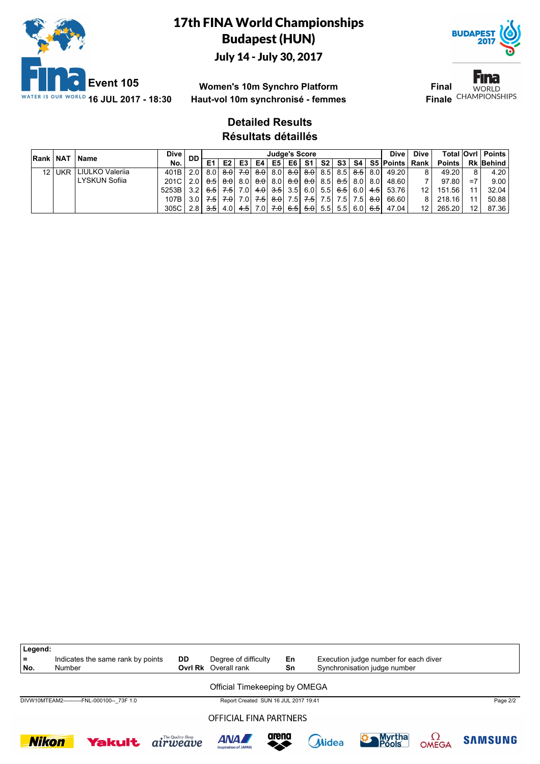# 17th FINA World Championships
## Budapest (HUN)
### July 14 - July 30, 2017

**Event 105** — **16 JUL 2017 - 18:30**

**Women's 10m Synchro Platform**
**Haut-vol 10m synchronisé - femmes**

**Final**
**Finale**

## Detailed Results
## Résultats détaillés

| Rank | NAT | Name | Dive No. | DD | E1 | E2 | E3 | E4 | E5 | E6 | S1 | S2 | S3 | S4 | S5 | Dive Points | Dive Rank | Total Points | Ovrl Rk | Points Behind |
|---|---|---|---|---|---|---|---|---|---|---|---|---|---|---|---|---|---|---|---|---|
| 12 | UKR | LIULKO Valeriia | 401B | 2.0 | 8.0 | ~~8.0~~ | ~~7.0~~ | ~~8.0~~ | 8.0 | ~~8.0~~ | ~~8.0~~ | 8.5 | 8.5 | ~~8.5~~ | 8.0 | 49.20 | 8 | 49.20 | 8 | 4.20 |
| | | LYSKUN Sofiia | 201C | 2.0 | ~~8.5~~ | ~~8.0~~ | 8.0 | ~~8.0~~ | 8.0 | ~~8.0~~ | ~~8.0~~ | 8.5 | ~~8.5~~ | 8.0 | 8.0 | 48.60 | 7 | 97.80 | =7 | 9.00 |
| | | | 5253B | 3.2 | ~~6.5~~ | ~~7.5~~ | 7.0 | ~~4.0~~ | ~~3.5~~ | 3.5 | 6.0 | 5.5 | ~~6.5~~ | 6.0 | ~~4.5~~ | 53.76 | 12 | 151.56 | 11 | 32.04 |
| | | | 107B | 3.0 | ~~7.5~~ | ~~7.0~~ | 7.0 | ~~7.5~~ | ~~8.0~~ | 7.5 | ~~7.5~~ | 7.5 | 7.5 | 7.5 | ~~8.0~~ | 66.60 | 8 | 218.16 | 11 | 50.88 |
| | | | 305C | 2.8 | ~~3.5~~ | 4.0 | ~~4.5~~ | 7.0 | ~~7.0~~ | ~~6.5~~ | ~~5.0~~ | 5.5 | 5.5 | 6.0 | ~~6.5~~ | 47.04 | 12 | 265.20 | 12 | 87.36 |

**Legend:**

| | | | | | |
|---|---|---|---|---|---|
| = | Indicates the same rank by points | DD | Degree of difficulty | En | Execution judge number for each diver |
| No. | Number | Ovrl Rk | Overall rank | Sn | Synchronisation judge number |

Official Timekeeping by OMEGA

DIVW10MTEAM2-----------FNL-000100--_73F 1.0 — Report Created SUN 16 JUL 2017 19:41

OFFICIAL FINA PARTNERS

Nikon · Yakult · airweave · ANA · arena · Midea · Myrtha Pools · OMEGA · SAMSUNG